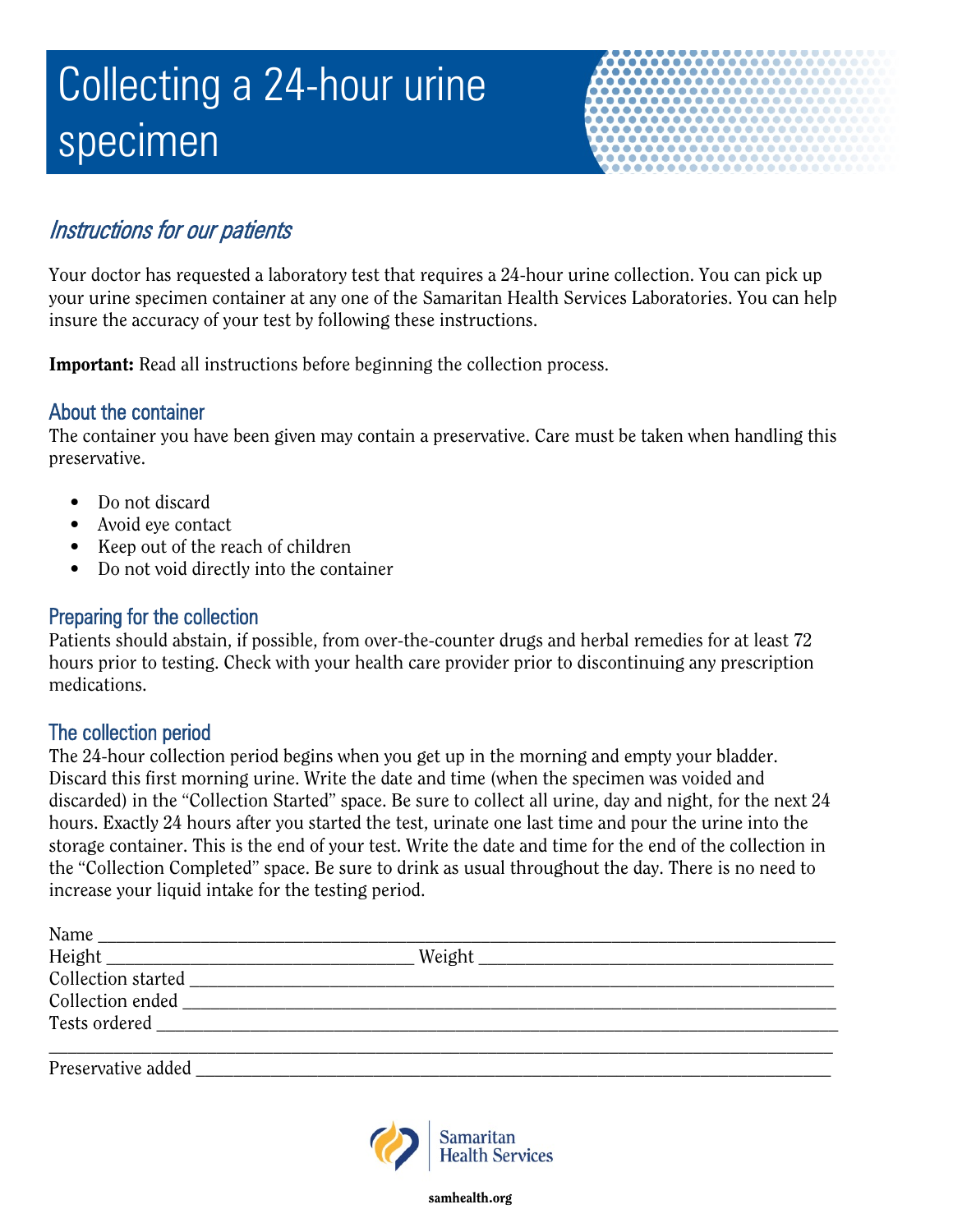# Collecting a 24-hour urine specimen

## *Instructions for our patients*

Your doctor has requested a laboratory test that requires a 24-hour urine collection. You can pick up your urine specimen container at any one of the Samaritan Health Services Laboratories. You can help insure the accuracy of your test by following these instructions.

**Important:** Read all instructions before beginning the collection process.

### About the container

The container you have been given may contain a preservative. Care must be taken when handling this preservative.

- Do not discard
- Avoid eye contact
- Keep out of the reach of children
- Do not void directly into the container

### Preparing for the collection

Patients should abstain, if possible, from over-the-counter drugs and herbal remedies for at least 72 hours prior to testing. Check with your health care provider prior to discontinuing any prescription medications.

### The collection period

The 24-hour collection period begins when you get up in the morning and empty your bladder. Discard this first morning urine. Write the date and time (when the specimen was voided and discarded) in the "Collection Started" space. Be sure to collect all urine, day and night, for the next 24 hours. Exactly 24 hours after you started the test, urinate one last time and pour the urine into the storage container. This is the end of your test. Write the date and time for the end of the collection in the "Collection Completed" space. Be sure to drink as usual throughout the day. There is no need to increase your liquid intake for the testing period.

Name ____________________________________________

Height ____________________ Weight ____________________

Collection started ____________________________________

Collection ended _____________________________________

Tests ordered ________________________________________

_____________________________________________________

Preservative added ____________________________________

Samaritan Health Services

samhealth.org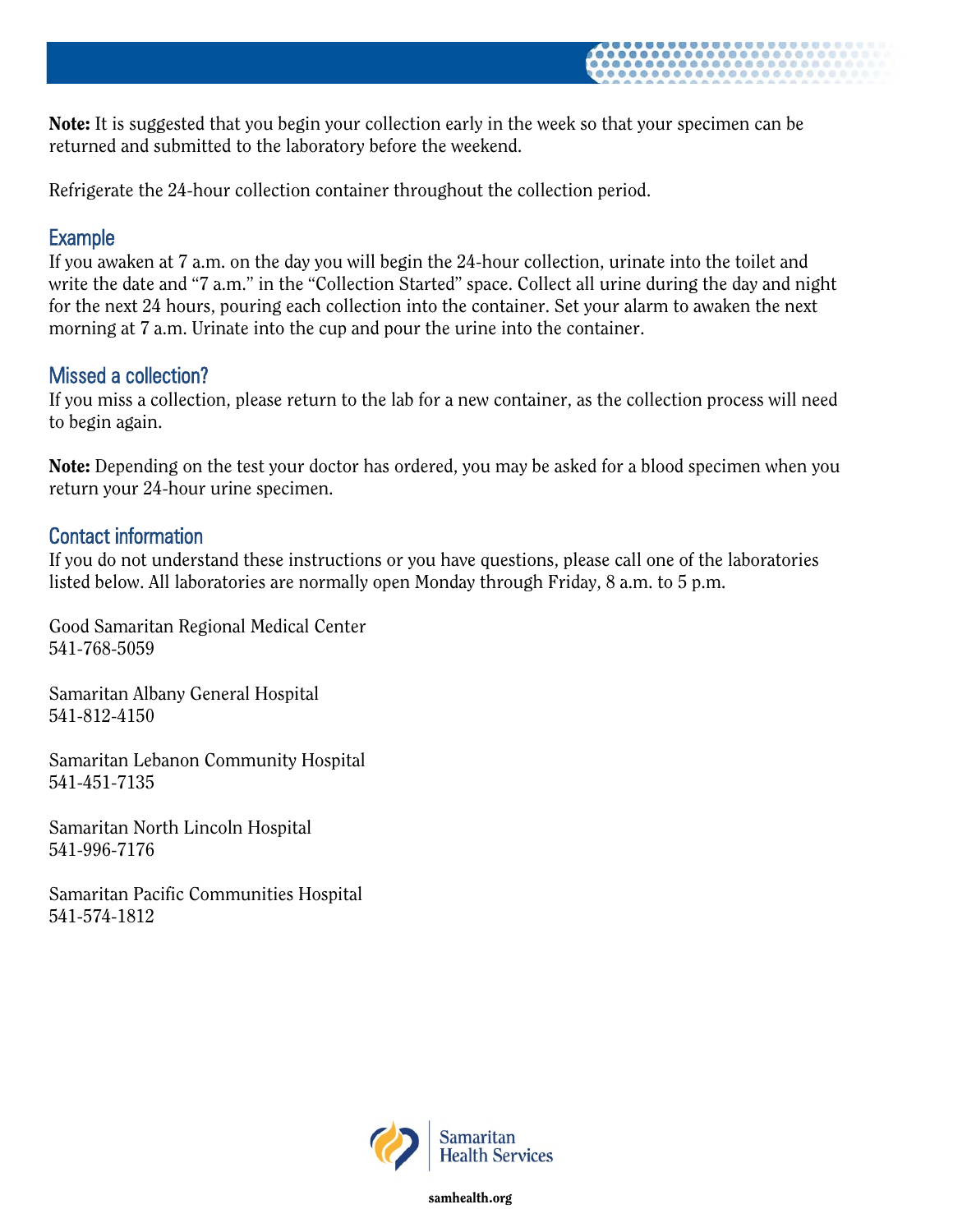**Note:** It is suggested that you begin your collection early in the week so that your specimen can be returned and submitted to the laboratory before the weekend.

Refrigerate the 24-hour collection container throughout the collection period.

## Example

If you awaken at 7 a.m. on the day you will begin the 24-hour collection, urinate into the toilet and write the date and "7 a.m." in the "Collection Started" space. Collect all urine during the day and night for the next 24 hours, pouring each collection into the container. Set your alarm to awaken the next morning at 7 a.m. Urinate into the cup and pour the urine into the container.

## Missed a collection?

If you miss a collection, please return to the lab for a new container, as the collection process will need to begin again.

**Note:** Depending on the test your doctor has ordered, you may be asked for a blood specimen when you return your 24-hour urine specimen.

## Contact information

If you do not understand these instructions or you have questions, please call one of the laboratories listed below. All laboratories are normally open Monday through Friday, 8 a.m. to 5 p.m.

Good Samaritan Regional Medical Center
541-768-5059

Samaritan Albany General Hospital
541-812-4150

Samaritan Lebanon Community Hospital
541-451-7135

Samaritan North Lincoln Hospital
541-996-7176

Samaritan Pacific Communities Hospital
541-574-1812

Samaritan Health Services

samhealth.org